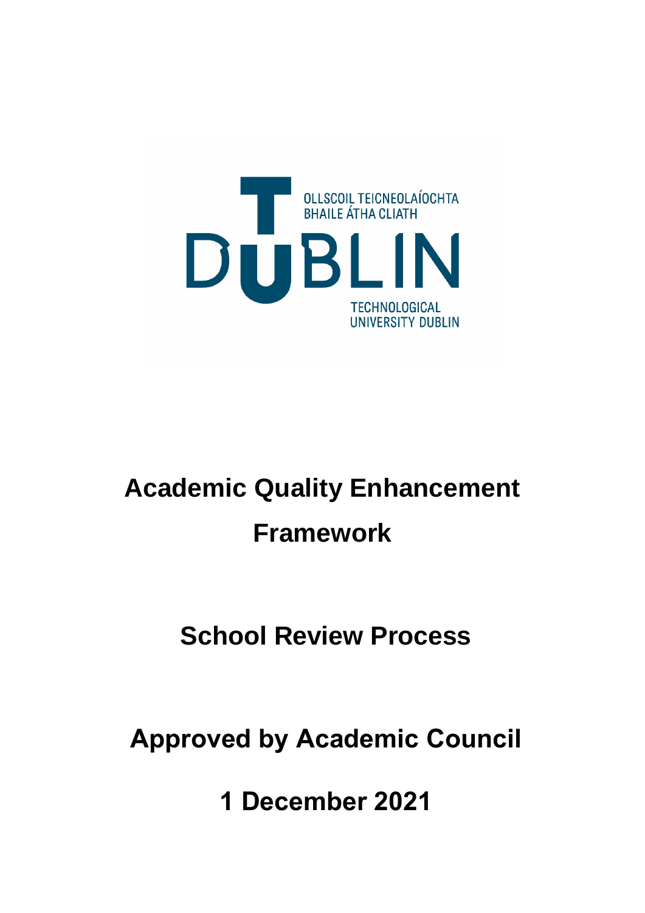OLLSCOIL TEICNEOLAÍOCHTA BHAILE ÁTHA CLIATH

DUBLIN

TECHNOLOGICAL UNIVERSITY DUBLIN

# Academic Quality Enhancement Framework

## School Review Process

## Approved by Academic Council

## 1 December 2021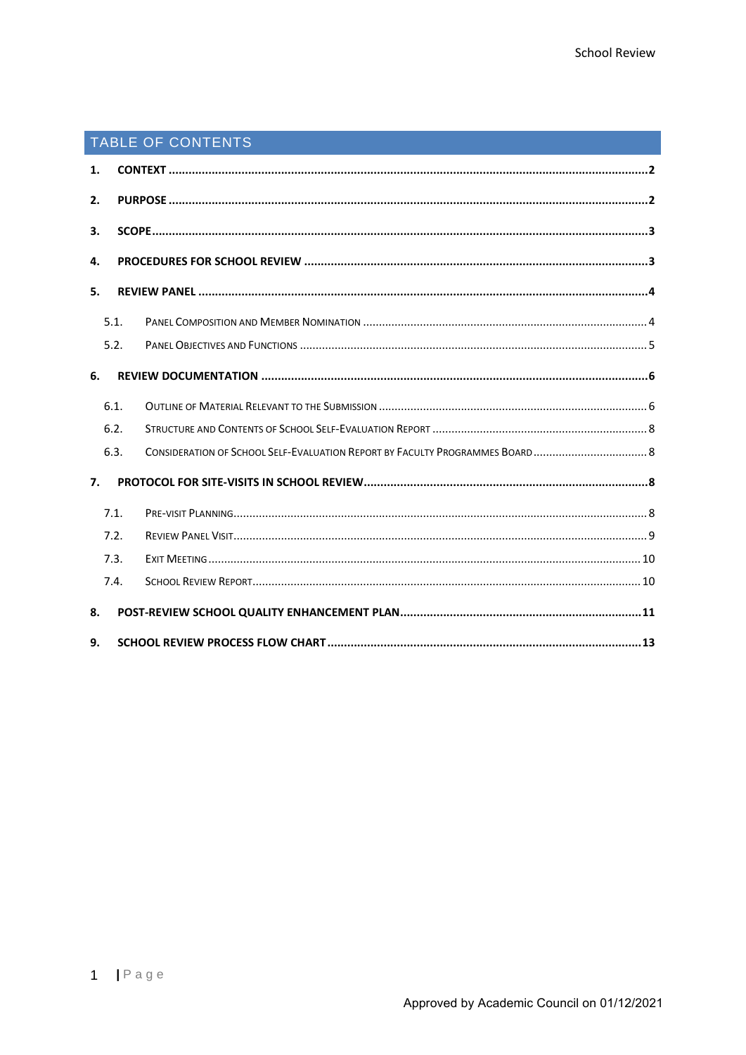# TABLE OF CONTENTS

1. **CONTEXT** .......... 2
2. **PURPOSE** .......... 2
3. **SCOPE** .......... 3
4. **PROCEDURES FOR SCHOOL REVIEW** .......... 3
5. **REVIEW PANEL** .......... 4
   - 5.1. Panel Composition and Member Nomination .......... 4
   - 5.2. Panel Objectives and Functions .......... 5
6. **REVIEW DOCUMENTATION** .......... 6
   - 6.1. Outline of Material Relevant to the Submission .......... 6
   - 6.2. Structure and Contents of School Self-Evaluation Report .......... 8
   - 6.3. Consideration of School Self-Evaluation Report by Faculty Programmes Board .......... 8
7. **PROTOCOL FOR SITE-VISITS IN SCHOOL REVIEW** .......... 8
   - 7.1. Pre-visit Planning .......... 8
   - 7.2. Review Panel Visit .......... 9
   - 7.3. Exit Meeting .......... 10
   - 7.4. School Review Report .......... 10
8. **POST-REVIEW SCHOOL QUALITY ENHANCEMENT PLAN** .......... 11
9. **SCHOOL REVIEW PROCESS FLOW CHART** .......... 13

Approved by Academic Council on 01/12/2021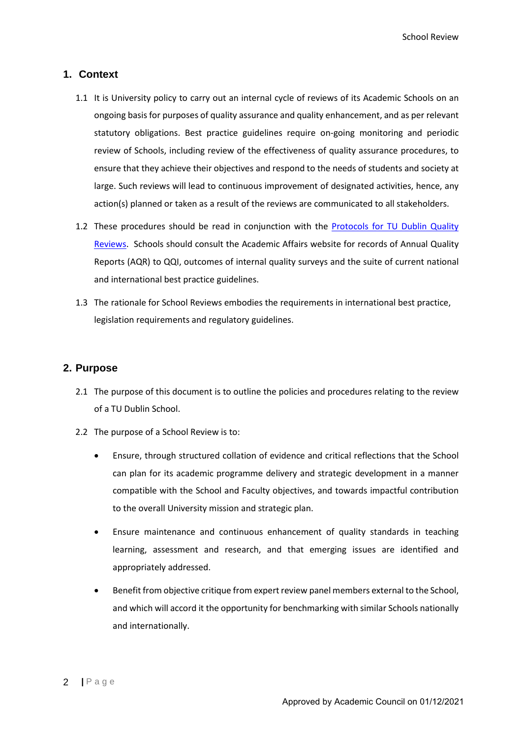## 1. Context

1.1 It is University policy to carry out an internal cycle of reviews of its Academic Schools on an ongoing basis for purposes of quality assurance and quality enhancement, and as per relevant statutory obligations. Best practice guidelines require on-going monitoring and periodic review of Schools, including review of the effectiveness of quality assurance procedures, to ensure that they achieve their objectives and respond to the needs of students and society at large. Such reviews will lead to continuous improvement of designated activities, hence, any action(s) planned or taken as a result of the reviews are communicated to all stakeholders.

1.2 These procedures should be read in conjunction with the Protocols for TU Dublin Quality Reviews. Schools should consult the Academic Affairs website for records of Annual Quality Reports (AQR) to QQI, outcomes of internal quality surveys and the suite of current national and international best practice guidelines.

1.3 The rationale for School Reviews embodies the requirements in international best practice, legislation requirements and regulatory guidelines.

## 2. Purpose

2.1 The purpose of this document is to outline the policies and procedures relating to the review of a TU Dublin School.

2.2 The purpose of a School Review is to:

- Ensure, through structured collation of evidence and critical reflections that the School can plan for its academic programme delivery and strategic development in a manner compatible with the School and Faculty objectives, and towards impactful contribution to the overall University mission and strategic plan.
- Ensure maintenance and continuous enhancement of quality standards in teaching learning, assessment and research, and that emerging issues are identified and appropriately addressed.
- Benefit from objective critique from expert review panel members external to the School, and which will accord it the opportunity for benchmarking with similar Schools nationally and internationally.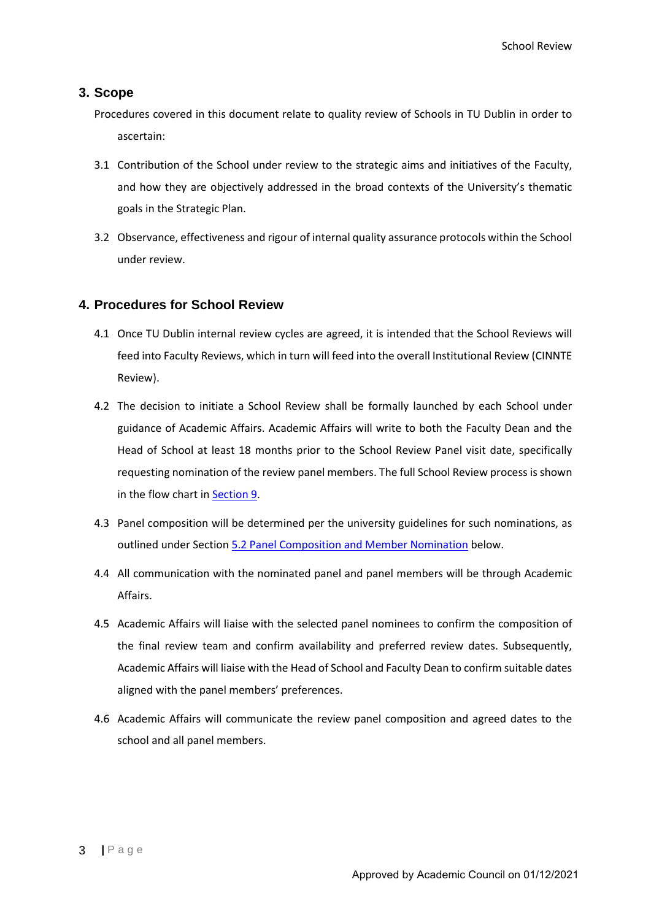## 3. Scope

Procedures covered in this document relate to quality review of Schools in TU Dublin in order to ascertain:

3.1 Contribution of the School under review to the strategic aims and initiatives of the Faculty, and how they are objectively addressed in the broad contexts of the University's thematic goals in the Strategic Plan.

3.2 Observance, effectiveness and rigour of internal quality assurance protocols within the School under review.

## 4. Procedures for School Review

4.1 Once TU Dublin internal review cycles are agreed, it is intended that the School Reviews will feed into Faculty Reviews, which in turn will feed into the overall Institutional Review (CINNTE Review).

4.2 The decision to initiate a School Review shall be formally launched by each School under guidance of Academic Affairs. Academic Affairs will write to both the Faculty Dean and the Head of School at least 18 months prior to the School Review Panel visit date, specifically requesting nomination of the review panel members. The full School Review process is shown in the flow chart in Section 9.

4.3 Panel composition will be determined per the university guidelines for such nominations, as outlined under Section 5.2 Panel Composition and Member Nomination below.

4.4 All communication with the nominated panel and panel members will be through Academic Affairs.

4.5 Academic Affairs will liaise with the selected panel nominees to confirm the composition of the final review team and confirm availability and preferred review dates. Subsequently, Academic Affairs will liaise with the Head of School and Faculty Dean to confirm suitable dates aligned with the panel members' preferences.

4.6 Academic Affairs will communicate the review panel composition and agreed dates to the school and all panel members.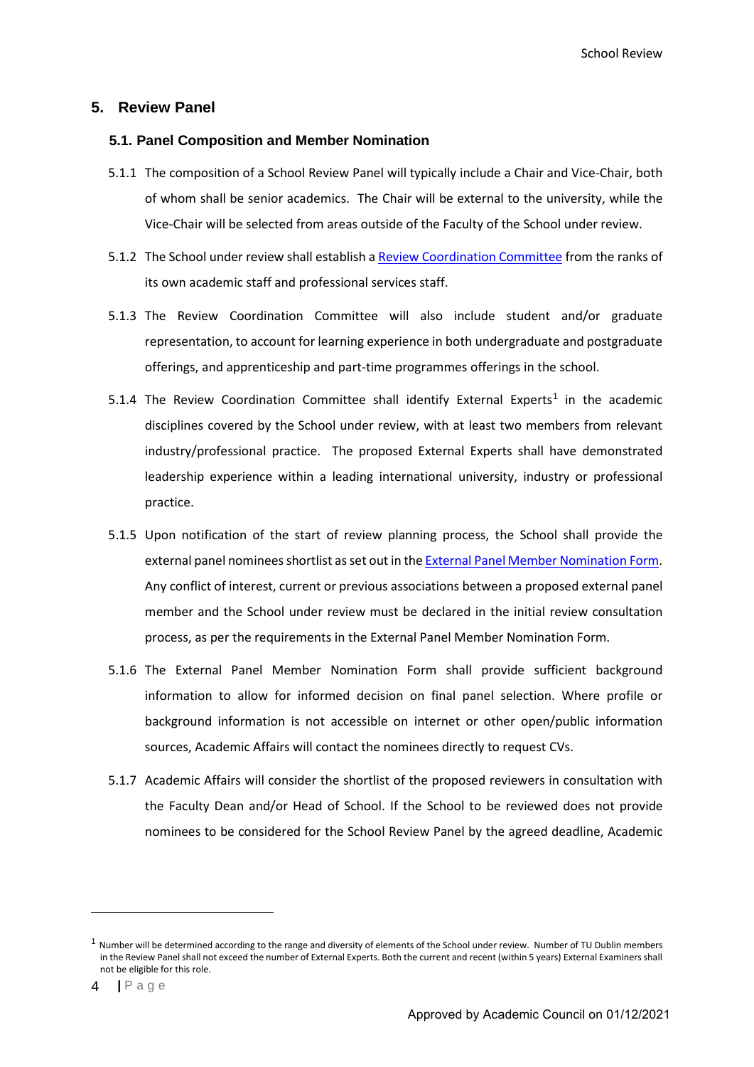## 5. Review Panel

### 5.1. Panel Composition and Member Nomination

5.1.1 The composition of a School Review Panel will typically include a Chair and Vice-Chair, both of whom shall be senior academics. The Chair will be external to the university, while the Vice-Chair will be selected from areas outside of the Faculty of the School under review.

5.1.2 The School under review shall establish a [Review Coordination Committee]() from the ranks of its own academic staff and professional services staff.

5.1.3 The Review Coordination Committee will also include student and/or graduate representation, to account for learning experience in both undergraduate and postgraduate offerings, and apprenticeship and part-time programmes offerings in the school.

5.1.4 The Review Coordination Committee shall identify External Experts[1] in the academic disciplines covered by the School under review, with at least two members from relevant industry/professional practice. The proposed External Experts shall have demonstrated leadership experience within a leading international university, industry or professional practice.

5.1.5 Upon notification of the start of review planning process, the School shall provide the external panel nominees shortlist as set out in the [External Panel Member Nomination Form](). Any conflict of interest, current or previous associations between a proposed external panel member and the School under review must be declared in the initial review consultation process, as per the requirements in the External Panel Member Nomination Form.

5.1.6 The External Panel Member Nomination Form shall provide sufficient background information to allow for informed decision on final panel selection. Where profile or background information is not accessible on internet or other open/public information sources, Academic Affairs will contact the nominees directly to request CVs.

5.1.7 Academic Affairs will consider the shortlist of the proposed reviewers in consultation with the Faculty Dean and/or Head of School. If the School to be reviewed does not provide nominees to be considered for the School Review Panel by the agreed deadline, Academic

---

[1] Number will be determined according to the range and diversity of elements of the School under review. Number of TU Dublin members in the Review Panel shall not exceed the number of External Experts. Both the current and recent (within 5 years) External Examiners shall not be eligible for this role.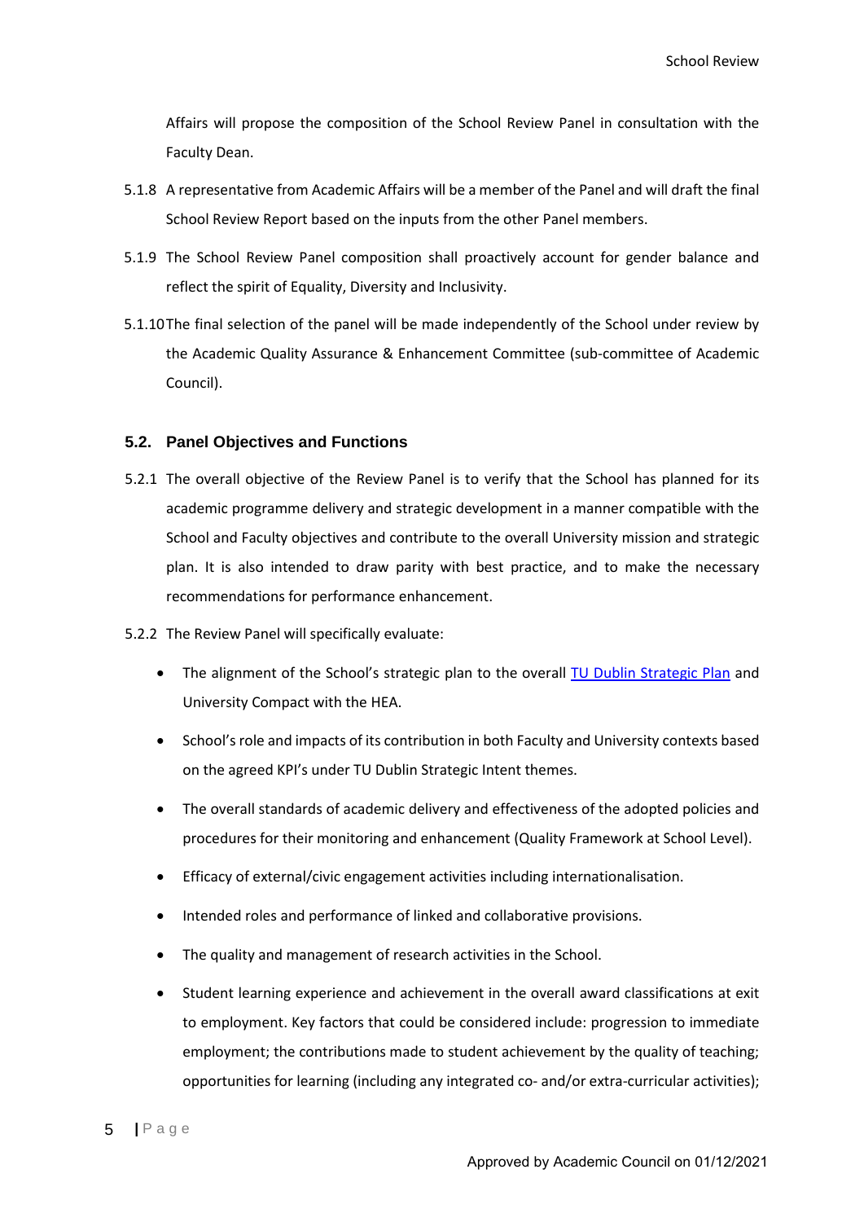Affairs will propose the composition of the School Review Panel in consultation with the Faculty Dean.

5.1.8 A representative from Academic Affairs will be a member of the Panel and will draft the final School Review Report based on the inputs from the other Panel members.

5.1.9 The School Review Panel composition shall proactively account for gender balance and reflect the spirit of Equality, Diversity and Inclusivity.

5.1.10 The final selection of the panel will be made independently of the School under review by the Academic Quality Assurance & Enhancement Committee (sub-committee of Academic Council).

### 5.2. Panel Objectives and Functions

5.2.1 The overall objective of the Review Panel is to verify that the School has planned for its academic programme delivery and strategic development in a manner compatible with the School and Faculty objectives and contribute to the overall University mission and strategic plan. It is also intended to draw parity with best practice, and to make the necessary recommendations for performance enhancement.

5.2.2 The Review Panel will specifically evaluate:

- The alignment of the School's strategic plan to the overall TU Dublin Strategic Plan and University Compact with the HEA.
- School's role and impacts of its contribution in both Faculty and University contexts based on the agreed KPI's under TU Dublin Strategic Intent themes.
- The overall standards of academic delivery and effectiveness of the adopted policies and procedures for their monitoring and enhancement (Quality Framework at School Level).
- Efficacy of external/civic engagement activities including internationalisation.
- Intended roles and performance of linked and collaborative provisions.
- The quality and management of research activities in the School.
- Student learning experience and achievement in the overall award classifications at exit to employment. Key factors that could be considered include: progression to immediate employment; the contributions made to student achievement by the quality of teaching; opportunities for learning (including any integrated co- and/or extra-curricular activities);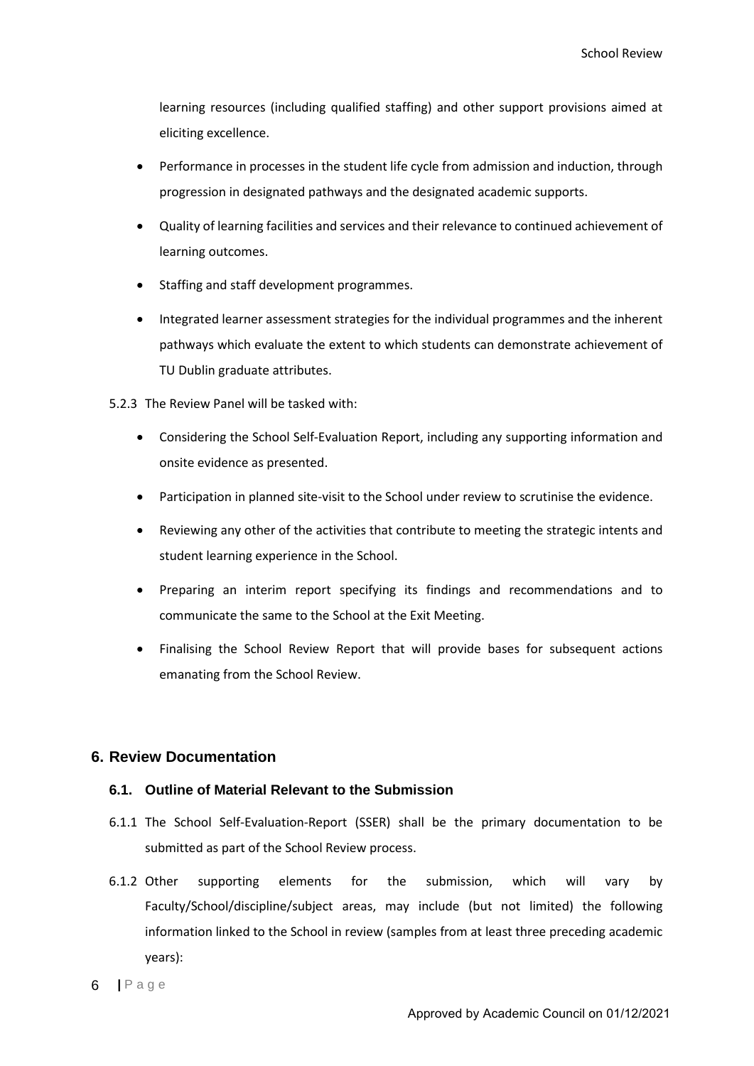learning resources (including qualified staffing) and other support provisions aimed at eliciting excellence.

- Performance in processes in the student life cycle from admission and induction, through progression in designated pathways and the designated academic supports.
- Quality of learning facilities and services and their relevance to continued achievement of learning outcomes.
- Staffing and staff development programmes.
- Integrated learner assessment strategies for the individual programmes and the inherent pathways which evaluate the extent to which students can demonstrate achievement of TU Dublin graduate attributes.

5.2.3 The Review Panel will be tasked with:

- Considering the School Self-Evaluation Report, including any supporting information and onsite evidence as presented.
- Participation in planned site-visit to the School under review to scrutinise the evidence.
- Reviewing any other of the activities that contribute to meeting the strategic intents and student learning experience in the School.
- Preparing an interim report specifying its findings and recommendations and to communicate the same to the School at the Exit Meeting.
- Finalising the School Review Report that will provide bases for subsequent actions emanating from the School Review.

## 6. Review Documentation

### 6.1. Outline of Material Relevant to the Submission

6.1.1 The School Self-Evaluation-Report (SSER) shall be the primary documentation to be submitted as part of the School Review process.

6.1.2 Other supporting elements for the submission, which will vary by Faculty/School/discipline/subject areas, may include (but not limited) the following information linked to the School in review (samples from at least three preceding academic years):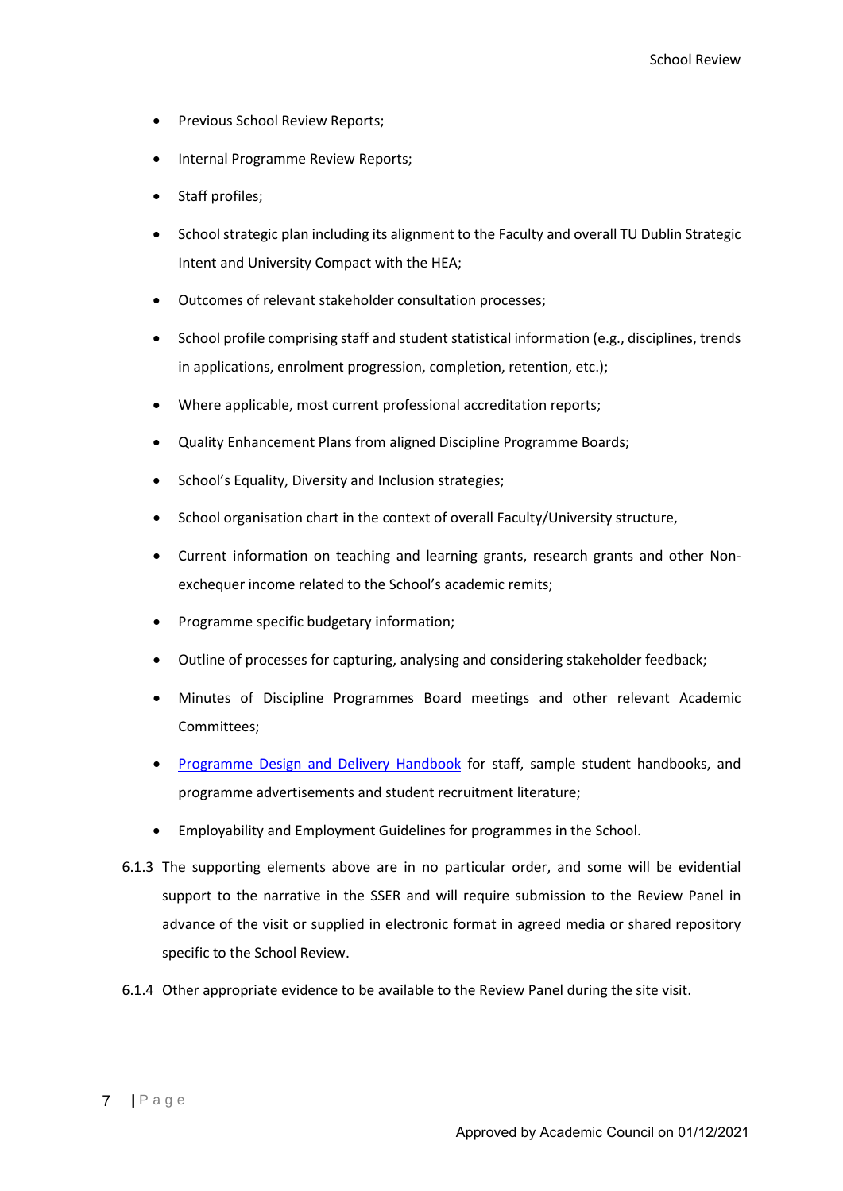- Previous School Review Reports;
- Internal Programme Review Reports;
- Staff profiles;
- School strategic plan including its alignment to the Faculty and overall TU Dublin Strategic Intent and University Compact with the HEA;
- Outcomes of relevant stakeholder consultation processes;
- School profile comprising staff and student statistical information (e.g., disciplines, trends in applications, enrolment progression, completion, retention, etc.);
- Where applicable, most current professional accreditation reports;
- Quality Enhancement Plans from aligned Discipline Programme Boards;
- School's Equality, Diversity and Inclusion strategies;
- School organisation chart in the context of overall Faculty/University structure,
- Current information on teaching and learning grants, research grants and other Non-exchequer income related to the School's academic remits;
- Programme specific budgetary information;
- Outline of processes for capturing, analysing and considering stakeholder feedback;
- Minutes of Discipline Programmes Board meetings and other relevant Academic Committees;
- Programme Design and Delivery Handbook for staff, sample student handbooks, and programme advertisements and student recruitment literature;
- Employability and Employment Guidelines for programmes in the School.

6.1.3 The supporting elements above are in no particular order, and some will be evidential support to the narrative in the SSER and will require submission to the Review Panel in advance of the visit or supplied in electronic format in agreed media or shared repository specific to the School Review.

6.1.4 Other appropriate evidence to be available to the Review Panel during the site visit.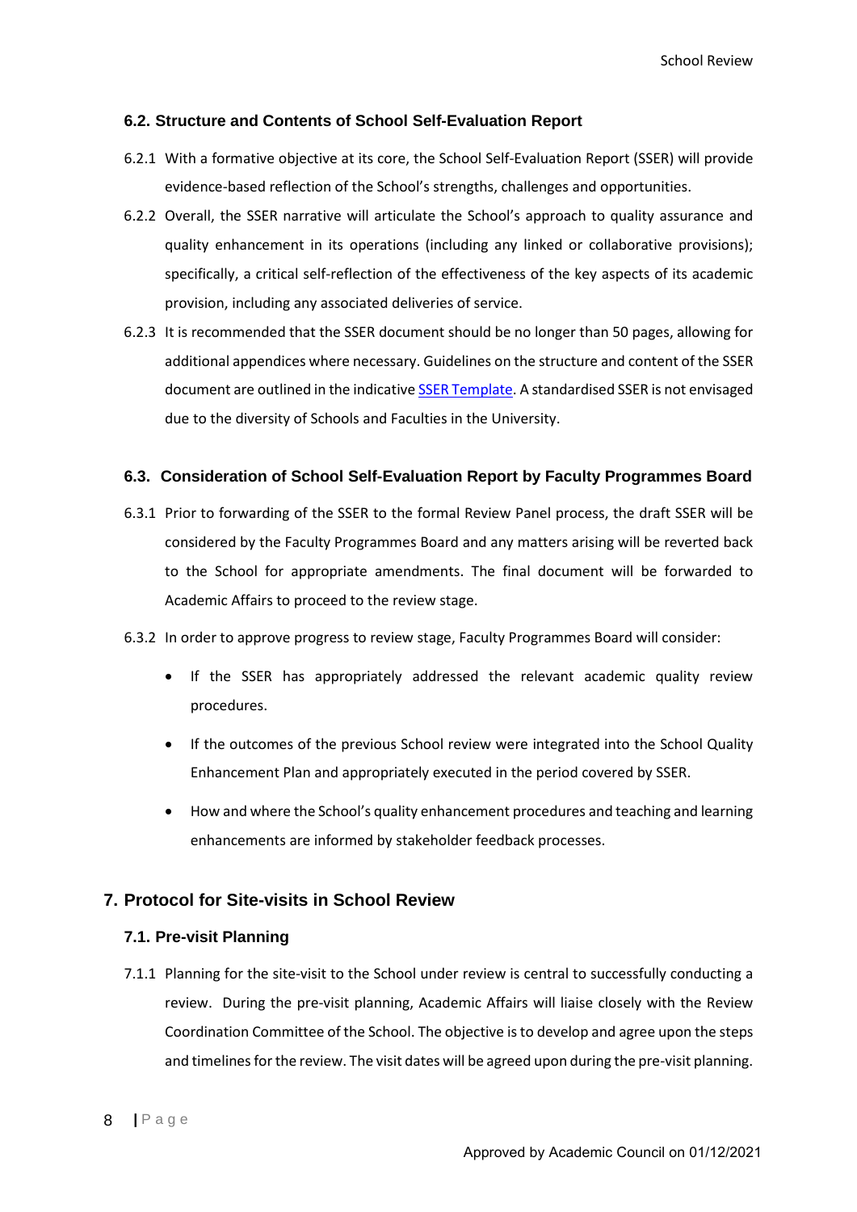### 6.2. Structure and Contents of School Self-Evaluation Report

6.2.1 With a formative objective at its core, the School Self-Evaluation Report (SSER) will provide evidence-based reflection of the School's strengths, challenges and opportunities.

6.2.2 Overall, the SSER narrative will articulate the School's approach to quality assurance and quality enhancement in its operations (including any linked or collaborative provisions); specifically, a critical self-reflection of the effectiveness of the key aspects of its academic provision, including any associated deliveries of service.

6.2.3 It is recommended that the SSER document should be no longer than 50 pages, allowing for additional appendices where necessary. Guidelines on the structure and content of the SSER document are outlined in the indicative SSER Template. A standardised SSER is not envisaged due to the diversity of Schools and Faculties in the University.

### 6.3. Consideration of School Self-Evaluation Report by Faculty Programmes Board

6.3.1 Prior to forwarding of the SSER to the formal Review Panel process, the draft SSER will be considered by the Faculty Programmes Board and any matters arising will be reverted back to the School for appropriate amendments. The final document will be forwarded to Academic Affairs to proceed to the review stage.

6.3.2 In order to approve progress to review stage, Faculty Programmes Board will consider:

- If the SSER has appropriately addressed the relevant academic quality review procedures.
- If the outcomes of the previous School review were integrated into the School Quality Enhancement Plan and appropriately executed in the period covered by SSER.
- How and where the School's quality enhancement procedures and teaching and learning enhancements are informed by stakeholder feedback processes.

## 7. Protocol for Site-visits in School Review

### 7.1. Pre-visit Planning

7.1.1 Planning for the site-visit to the School under review is central to successfully conducting a review. During the pre-visit planning, Academic Affairs will liaise closely with the Review Coordination Committee of the School. The objective is to develop and agree upon the steps and timelines for the review. The visit dates will be agreed upon during the pre-visit planning.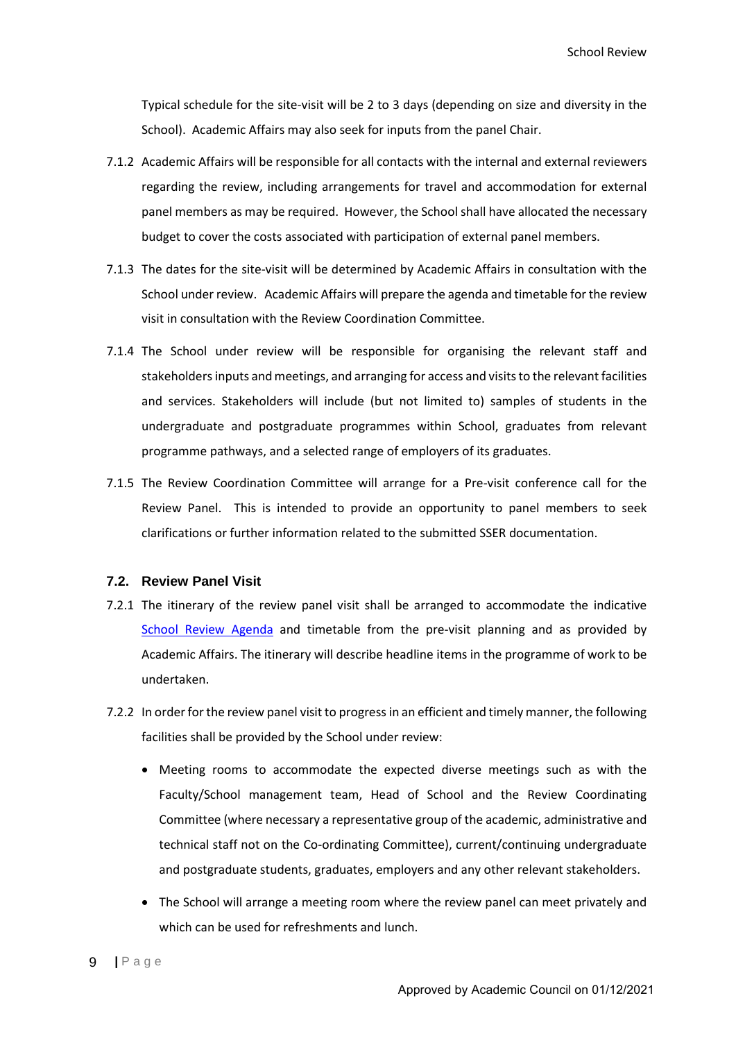Typical schedule for the site-visit will be 2 to 3 days (depending on size and diversity in the School). Academic Affairs may also seek for inputs from the panel Chair.

7.1.2 Academic Affairs will be responsible for all contacts with the internal and external reviewers regarding the review, including arrangements for travel and accommodation for external panel members as may be required. However, the School shall have allocated the necessary budget to cover the costs associated with participation of external panel members.

7.1.3 The dates for the site-visit will be determined by Academic Affairs in consultation with the School under review. Academic Affairs will prepare the agenda and timetable for the review visit in consultation with the Review Coordination Committee.

7.1.4 The School under review will be responsible for organising the relevant staff and stakeholders inputs and meetings, and arranging for access and visits to the relevant facilities and services. Stakeholders will include (but not limited to) samples of students in the undergraduate and postgraduate programmes within School, graduates from relevant programme pathways, and a selected range of employers of its graduates.

7.1.5 The Review Coordination Committee will arrange for a Pre-visit conference call for the Review Panel. This is intended to provide an opportunity to panel members to seek clarifications or further information related to the submitted SSER documentation.

### 7.2. Review Panel Visit

7.2.1 The itinerary of the review panel visit shall be arranged to accommodate the indicative School Review Agenda and timetable from the pre-visit planning and as provided by Academic Affairs. The itinerary will describe headline items in the programme of work to be undertaken.

7.2.2 In order for the review panel visit to progress in an efficient and timely manner, the following facilities shall be provided by the School under review:

- Meeting rooms to accommodate the expected diverse meetings such as with the Faculty/School management team, Head of School and the Review Coordinating Committee (where necessary a representative group of the academic, administrative and technical staff not on the Co-ordinating Committee), current/continuing undergraduate and postgraduate students, graduates, employers and any other relevant stakeholders.
- The School will arrange a meeting room where the review panel can meet privately and which can be used for refreshments and lunch.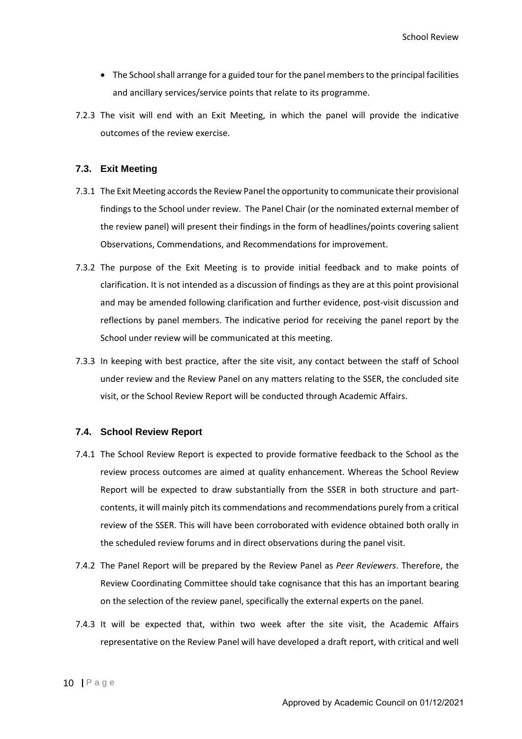- The School shall arrange for a guided tour for the panel members to the principal facilities and ancillary services/service points that relate to its programme.

7.2.3 The visit will end with an Exit Meeting, in which the panel will provide the indicative outcomes of the review exercise.

### 7.3. Exit Meeting

7.3.1 The Exit Meeting accords the Review Panel the opportunity to communicate their provisional findings to the School under review. The Panel Chair (or the nominated external member of the review panel) will present their findings in the form of headlines/points covering salient Observations, Commendations, and Recommendations for improvement.

7.3.2 The purpose of the Exit Meeting is to provide initial feedback and to make points of clarification. It is not intended as a discussion of findings as they are at this point provisional and may be amended following clarification and further evidence, post-visit discussion and reflections by panel members. The indicative period for receiving the panel report by the School under review will be communicated at this meeting.

7.3.3 In keeping with best practice, after the site visit, any contact between the staff of School under review and the Review Panel on any matters relating to the SSER, the concluded site visit, or the School Review Report will be conducted through Academic Affairs.

### 7.4. School Review Report

7.4.1 The School Review Report is expected to provide formative feedback to the School as the review process outcomes are aimed at quality enhancement. Whereas the School Review Report will be expected to draw substantially from the SSER in both structure and part-contents, it will mainly pitch its commendations and recommendations purely from a critical review of the SSER. This will have been corroborated with evidence obtained both orally in the scheduled review forums and in direct observations during the panel visit.

7.4.2 The Panel Report will be prepared by the Review Panel as *Peer Reviewers*. Therefore, the Review Coordinating Committee should take cognisance that this has an important bearing on the selection of the review panel, specifically the external experts on the panel.

7.4.3 It will be expected that, within two week after the site visit, the Academic Affairs representative on the Review Panel will have developed a draft report, with critical and well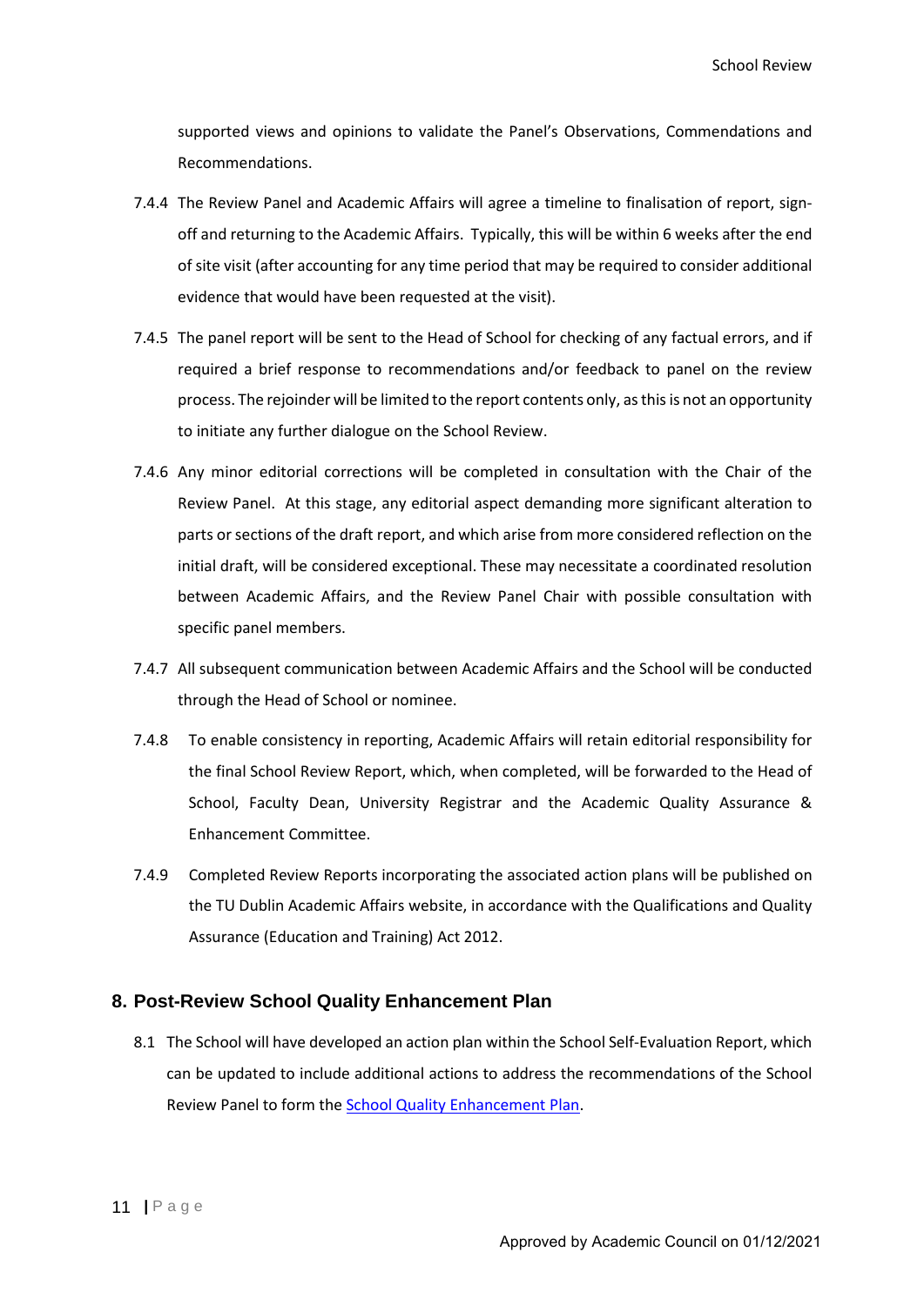supported views and opinions to validate the Panel's Observations, Commendations and Recommendations.

7.4.4 The Review Panel and Academic Affairs will agree a timeline to finalisation of report, sign-off and returning to the Academic Affairs. Typically, this will be within 6 weeks after the end of site visit (after accounting for any time period that may be required to consider additional evidence that would have been requested at the visit).

7.4.5 The panel report will be sent to the Head of School for checking of any factual errors, and if required a brief response to recommendations and/or feedback to panel on the review process. The rejoinder will be limited to the report contents only, as this is not an opportunity to initiate any further dialogue on the School Review.

7.4.6 Any minor editorial corrections will be completed in consultation with the Chair of the Review Panel. At this stage, any editorial aspect demanding more significant alteration to parts or sections of the draft report, and which arise from more considered reflection on the initial draft, will be considered exceptional. These may necessitate a coordinated resolution between Academic Affairs, and the Review Panel Chair with possible consultation with specific panel members.

7.4.7 All subsequent communication between Academic Affairs and the School will be conducted through the Head of School or nominee.

7.4.8 To enable consistency in reporting, Academic Affairs will retain editorial responsibility for the final School Review Report, which, when completed, will be forwarded to the Head of School, Faculty Dean, University Registrar and the Academic Quality Assurance & Enhancement Committee.

7.4.9 Completed Review Reports incorporating the associated action plans will be published on the TU Dublin Academic Affairs website, in accordance with the Qualifications and Quality Assurance (Education and Training) Act 2012.

## 8. Post-Review School Quality Enhancement Plan

8.1 The School will have developed an action plan within the School Self-Evaluation Report, which can be updated to include additional actions to address the recommendations of the School Review Panel to form the School Quality Enhancement Plan.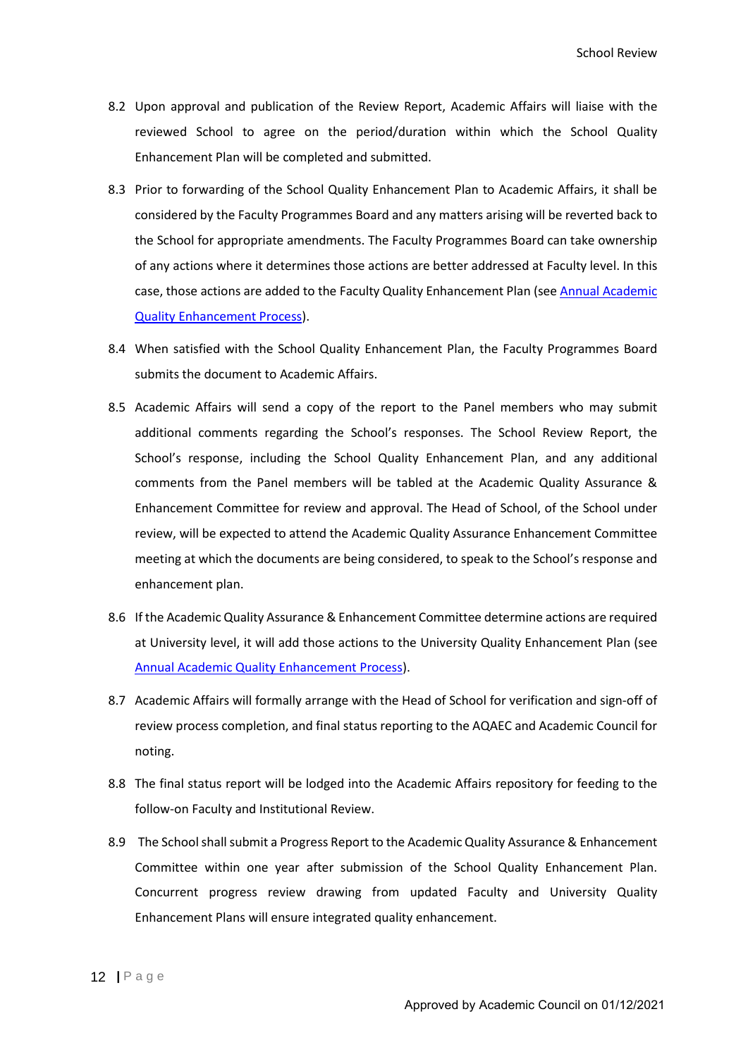8.2 Upon approval and publication of the Review Report, Academic Affairs will liaise with the reviewed School to agree on the period/duration within which the School Quality Enhancement Plan will be completed and submitted.

8.3 Prior to forwarding of the School Quality Enhancement Plan to Academic Affairs, it shall be considered by the Faculty Programmes Board and any matters arising will be reverted back to the School for appropriate amendments. The Faculty Programmes Board can take ownership of any actions where it determines those actions are better addressed at Faculty level. In this case, those actions are added to the Faculty Quality Enhancement Plan (see Annual Academic Quality Enhancement Process).

8.4 When satisfied with the School Quality Enhancement Plan, the Faculty Programmes Board submits the document to Academic Affairs.

8.5 Academic Affairs will send a copy of the report to the Panel members who may submit additional comments regarding the School's responses. The School Review Report, the School's response, including the School Quality Enhancement Plan, and any additional comments from the Panel members will be tabled at the Academic Quality Assurance & Enhancement Committee for review and approval. The Head of School, of the School under review, will be expected to attend the Academic Quality Assurance Enhancement Committee meeting at which the documents are being considered, to speak to the School's response and enhancement plan.

8.6 If the Academic Quality Assurance & Enhancement Committee determine actions are required at University level, it will add those actions to the University Quality Enhancement Plan (see Annual Academic Quality Enhancement Process).

8.7 Academic Affairs will formally arrange with the Head of School for verification and sign-off of review process completion, and final status reporting to the AQAEC and Academic Council for noting.

8.8 The final status report will be lodged into the Academic Affairs repository for feeding to the follow-on Faculty and Institutional Review.

8.9 The School shall submit a Progress Report to the Academic Quality Assurance & Enhancement Committee within one year after submission of the School Quality Enhancement Plan. Concurrent progress review drawing from updated Faculty and University Quality Enhancement Plans will ensure integrated quality enhancement.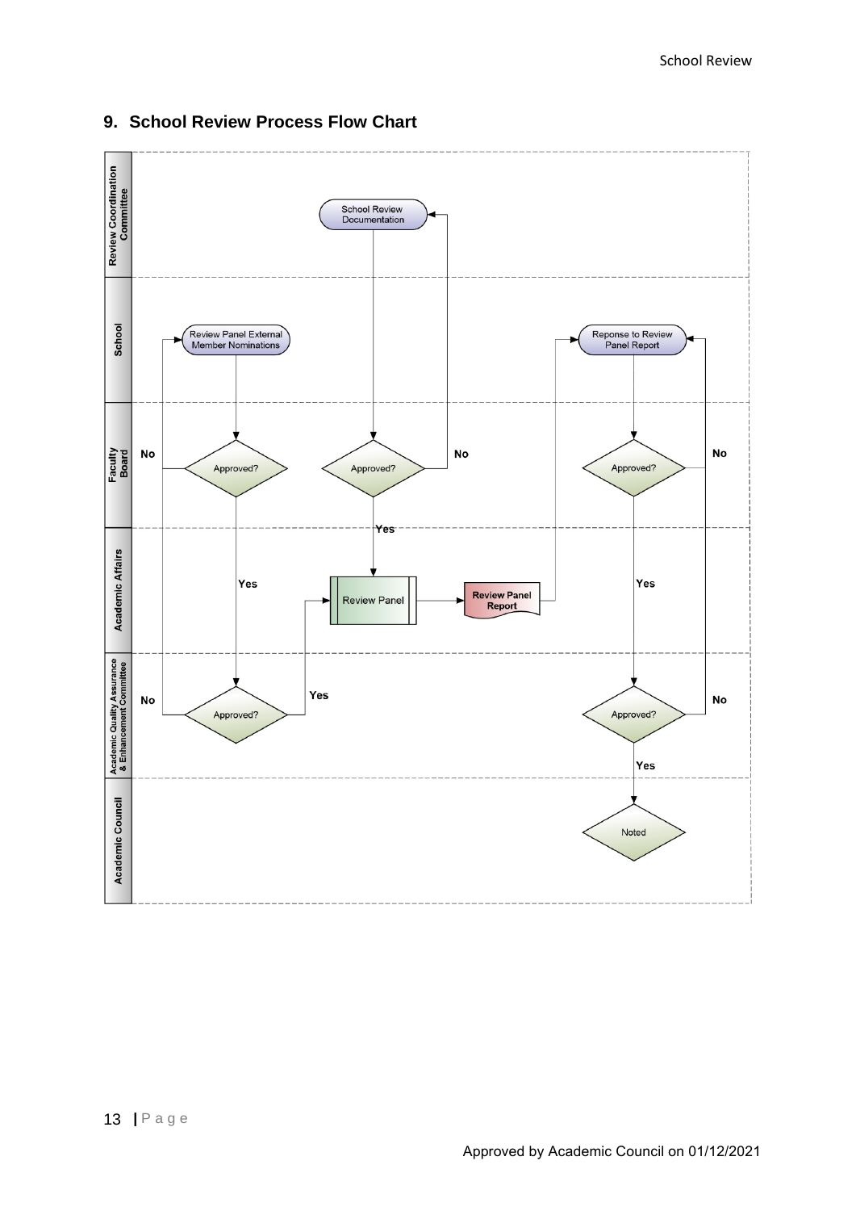## 9. School Review Process Flow Chart

Review Coordination Committee

School

Faculty Board

Academic Affairs

Academic Quality Assurance & Enhancement Committee

Academic Council

School Review Documentation

Review Panel External Member Nominations

Reponse to Review Panel Report

Approved?

Approved?

Approved?

No

No

No

Yes

Yes

Yes

Review Panel

Review Panel Report

Approved?

Approved?

Yes

No

No

Yes

Noted

Approved by Academic Council on 01/12/2021